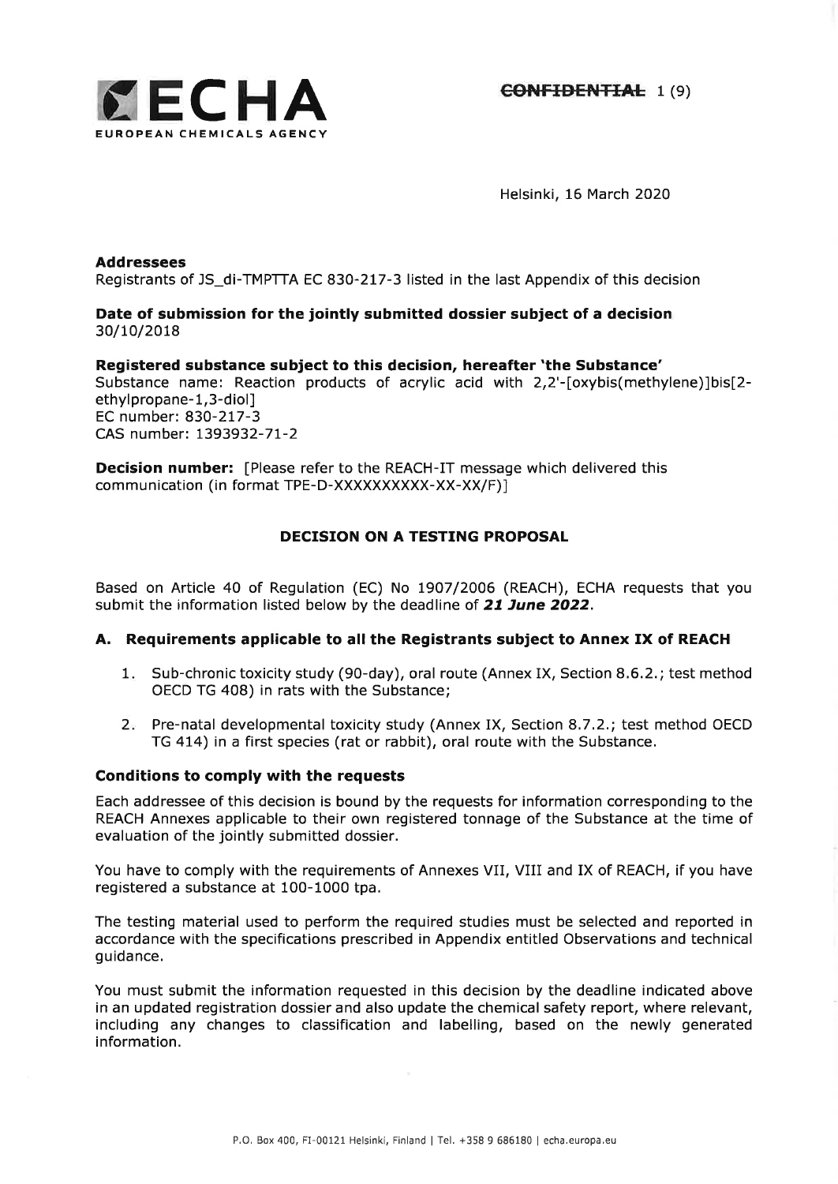**~~CONFIDENTIAL~~**

Helsinki, 16 March 2020

**Addressees**
Registrants of JS_di-TMPTTA EC 830-217-3 listed in the last Appendix of this decision

**Date of submission for the jointly submitted dossier subject of a decision**
30/10/2018

**Registered substance subject to this decision, hereafter 'the Substance'**
Substance name: Reaction products of acrylic acid with 2,2'-[oxybis(methylene)]bis[2-ethylpropane-1,3-diol]
EC number: 830-217-3
CAS number: 1393932-71-2

**Decision number:** [Please refer to the REACH-IT message which delivered this communication (in format TPE-D-XXXXXXXXXX-XX-XX/F)]

## DECISION ON A TESTING PROPOSAL

Based on Article 40 of Regulation (EC) No 1907/2006 (REACH), ECHA requests that you submit the information listed below by the deadline of ***21 June 2022***.

### A. Requirements applicable to all the Registrants subject to Annex IX of REACH

1. Sub-chronic toxicity study (90-day), oral route (Annex IX, Section 8.6.2.; test method OECD TG 408) in rats with the Substance;
2. Pre-natal developmental toxicity study (Annex IX, Section 8.7.2.; test method OECD TG 414) in a first species (rat or rabbit), oral route with the Substance.

### Conditions to comply with the requests

Each addressee of this decision is bound by the requests for information corresponding to the REACH Annexes applicable to their own registered tonnage of the Substance at the time of evaluation of the jointly submitted dossier.

You have to comply with the requirements of Annexes VII, VIII and IX of REACH, if you have registered a substance at 100-1000 tpa.

The testing material used to perform the required studies must be selected and reported in accordance with the specifications prescribed in Appendix entitled Observations and technical guidance.

You must submit the information requested in this decision by the deadline indicated above in an updated registration dossier and also update the chemical safety report, where relevant, including any changes to classification and labelling, based on the newly generated information.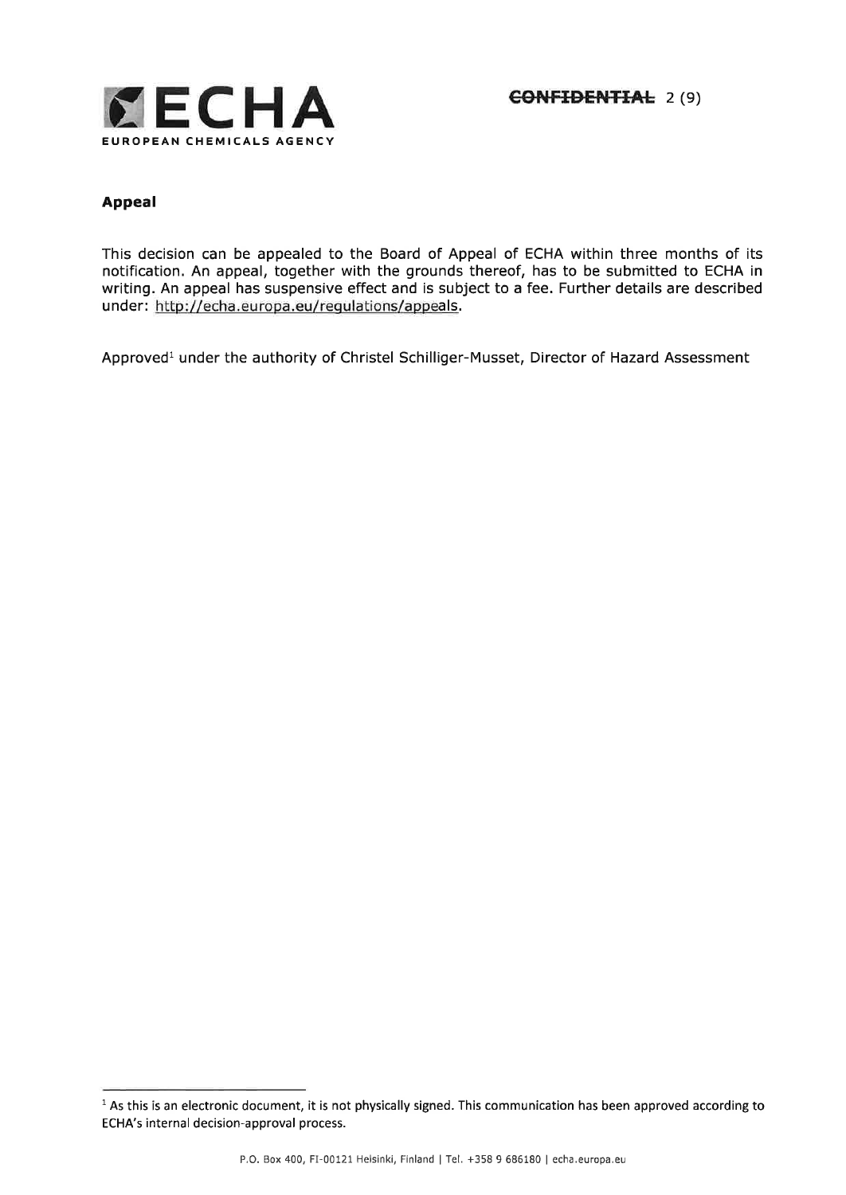## Appeal

This decision can be appealed to the Board of Appeal of ECHA within three months of its notification. An appeal, together with the grounds thereof, has to be submitted to ECHA in writing. An appeal has suspensive effect and is subject to a fee. Further details are described under: http://echa.europa.eu/regulations/appeals.

Approved[1] under the authority of Christel Schilliger-Musset, Director of Hazard Assessment

---

[1] As this is an electronic document, it is not physically signed. This communication has been approved according to ECHA's internal decision-approval process.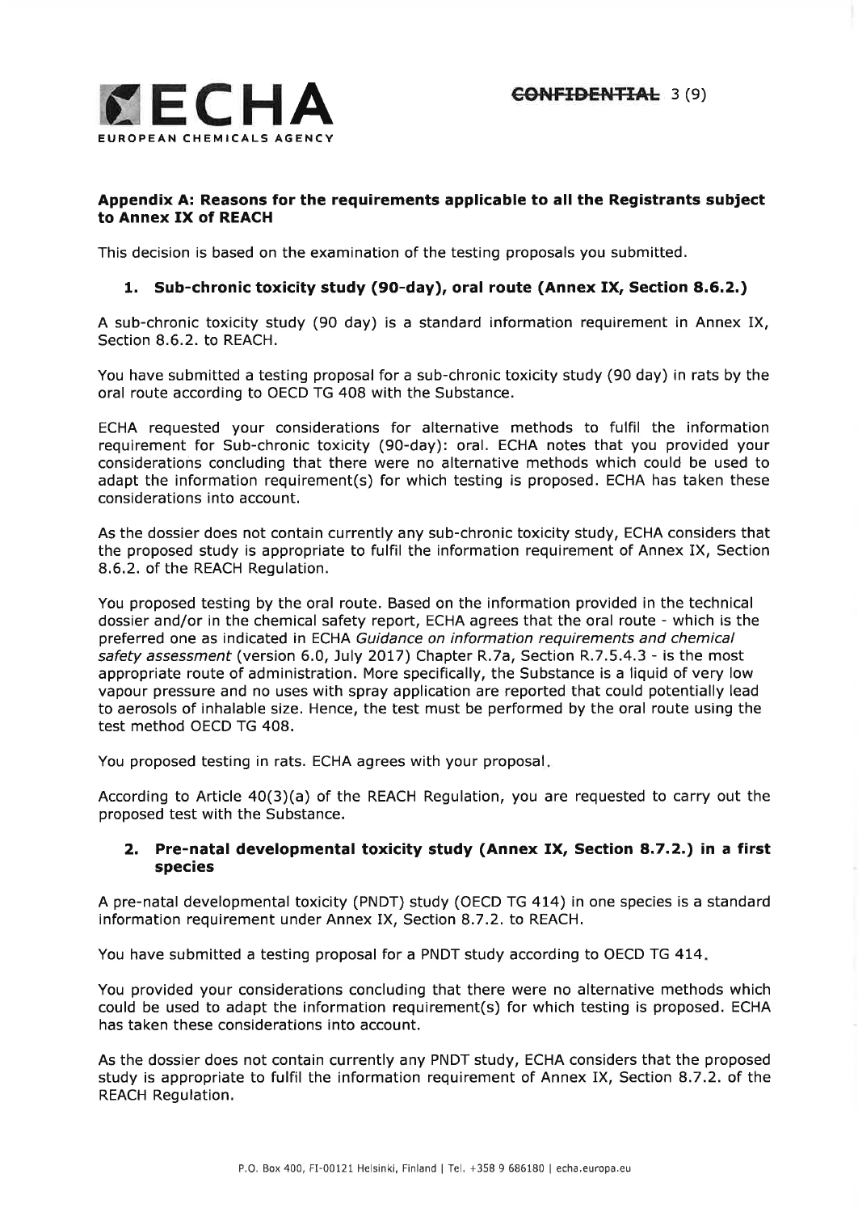## Appendix A: Reasons for the requirements applicable to all the Registrants subject to Annex IX of REACH

This decision is based on the examination of the testing proposals you submitted.

### 1. Sub-chronic toxicity study (90-day), oral route (Annex IX, Section 8.6.2.)

A sub-chronic toxicity study (90 day) is a standard information requirement in Annex IX, Section 8.6.2. to REACH.

You have submitted a testing proposal for a sub-chronic toxicity study (90 day) in rats by the oral route according to OECD TG 408 with the Substance.

ECHA requested your considerations for alternative methods to fulfil the information requirement for Sub-chronic toxicity (90-day): oral. ECHA notes that you provided your considerations concluding that there were no alternative methods which could be used to adapt the information requirement(s) for which testing is proposed. ECHA has taken these considerations into account.

As the dossier does not contain currently any sub-chronic toxicity study, ECHA considers that the proposed study is appropriate to fulfil the information requirement of Annex IX, Section 8.6.2. of the REACH Regulation.

You proposed testing by the oral route. Based on the information provided in the technical dossier and/or in the chemical safety report, ECHA agrees that the oral route - which is the preferred one as indicated in ECHA *Guidance on information requirements and chemical safety assessment* (version 6.0, July 2017) Chapter R.7a, Section R.7.5.4.3 - is the most appropriate route of administration. More specifically, the Substance is a liquid of very low vapour pressure and no uses with spray application are reported that could potentially lead to aerosols of inhalable size. Hence, the test must be performed by the oral route using the test method OECD TG 408.

You proposed testing in rats. ECHA agrees with your proposal.

According to Article 40(3)(a) of the REACH Regulation, you are requested to carry out the proposed test with the Substance.

### 2. Pre-natal developmental toxicity study (Annex IX, Section 8.7.2.) in a first species

A pre-natal developmental toxicity (PNDT) study (OECD TG 414) in one species is a standard information requirement under Annex IX, Section 8.7.2. to REACH.

You have submitted a testing proposal for a PNDT study according to OECD TG 414.

You provided your considerations concluding that there were no alternative methods which could be used to adapt the information requirement(s) for which testing is proposed. ECHA has taken these considerations into account.

As the dossier does not contain currently any PNDT study, ECHA considers that the proposed study is appropriate to fulfil the information requirement of Annex IX, Section 8.7.2. of the REACH Regulation.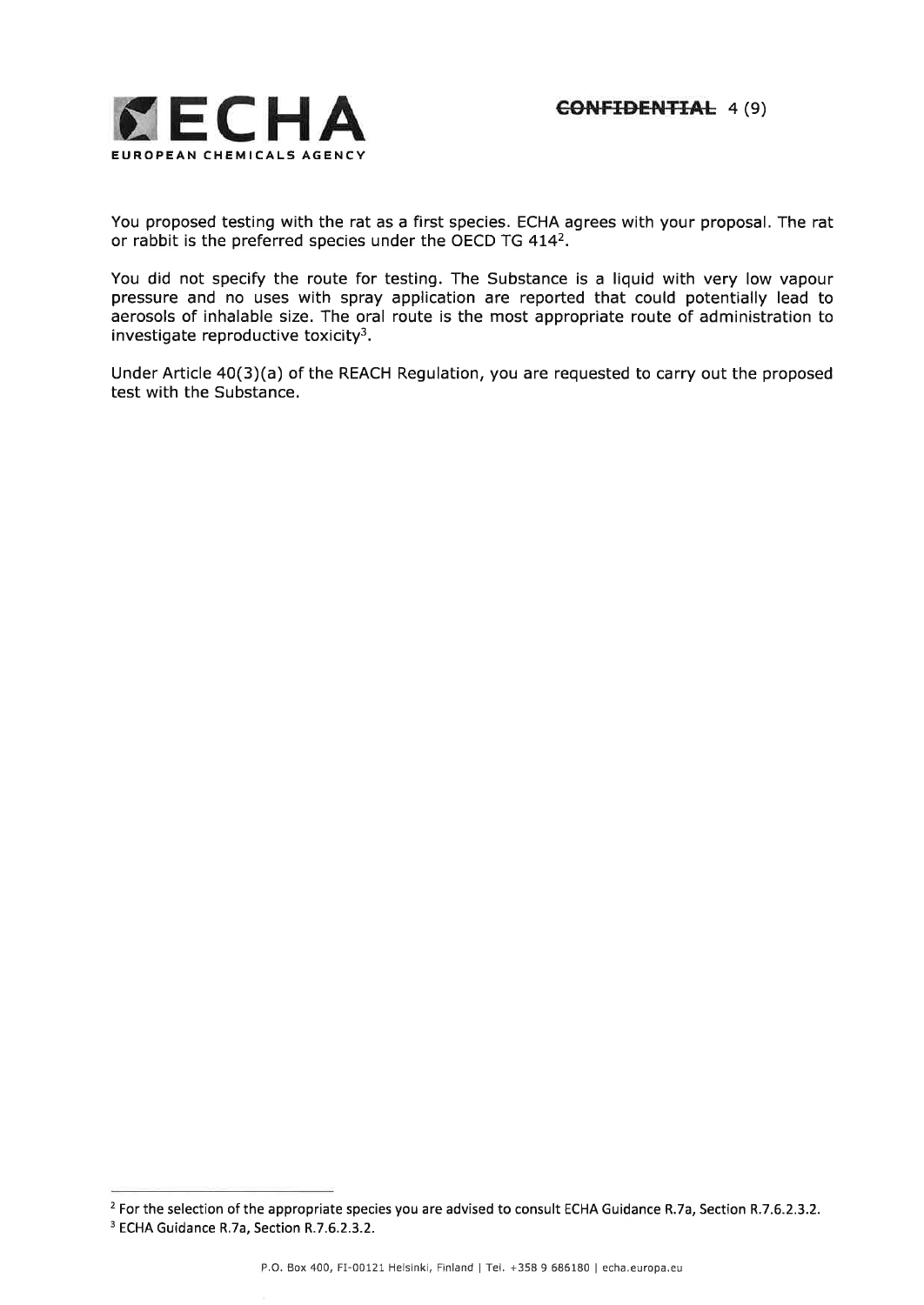You proposed testing with the rat as a first species. ECHA agrees with your proposal. The rat or rabbit is the preferred species under the OECD TG 414[2].

You did not specify the route for testing. The Substance is a liquid with very low vapour pressure and no uses with spray application are reported that could potentially lead to aerosols of inhalable size. The oral route is the most appropriate route of administration to investigate reproductive toxicity[3].

Under Article 40(3)(a) of the REACH Regulation, you are requested to carry out the proposed test with the Substance.

---

[2] For the selection of the appropriate species you are advised to consult ECHA Guidance R.7a, Section R.7.6.2.3.2.

[3] ECHA Guidance R.7a, Section R.7.6.2.3.2.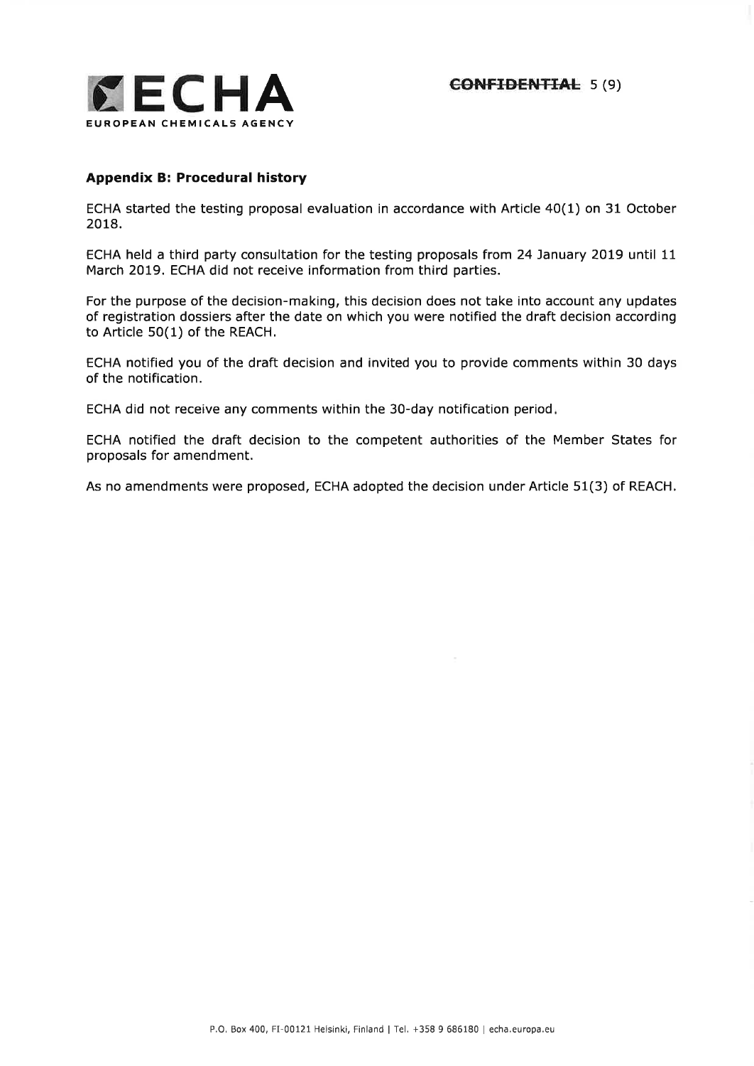## Appendix B: Procedural history

ECHA started the testing proposal evaluation in accordance with Article 40(1) on 31 October 2018.

ECHA held a third party consultation for the testing proposals from 24 January 2019 until 11 March 2019. ECHA did not receive information from third parties.

For the purpose of the decision-making, this decision does not take into account any updates of registration dossiers after the date on which you were notified the draft decision according to Article 50(1) of the REACH.

ECHA notified you of the draft decision and invited you to provide comments within 30 days of the notification.

ECHA did not receive any comments within the 30-day notification period.

ECHA notified the draft decision to the competent authorities of the Member States for proposals for amendment.

As no amendments were proposed, ECHA adopted the decision under Article 51(3) of REACH.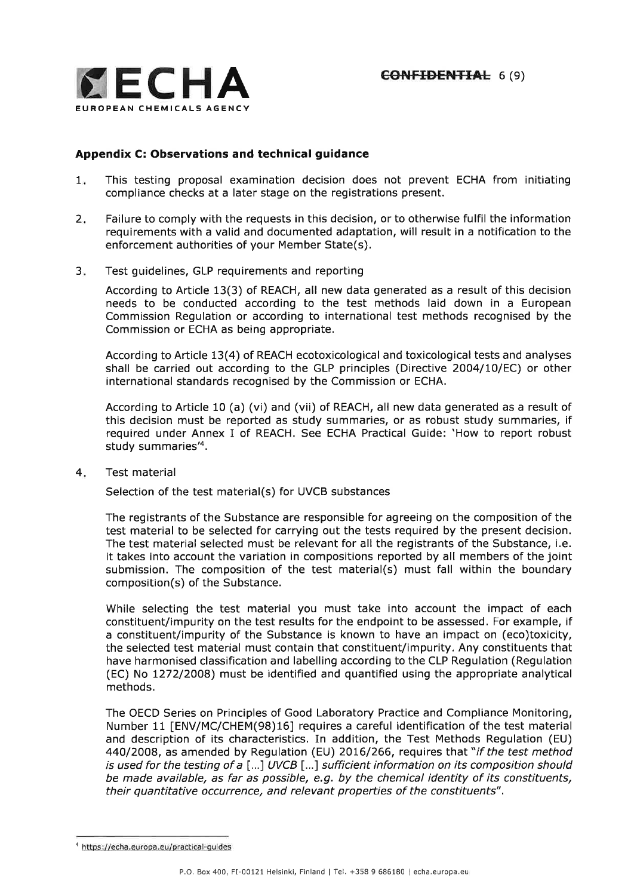**Appendix C: Observations and technical guidance**

1. This testing proposal examination decision does not prevent ECHA from initiating compliance checks at a later stage on the registrations present.

2. Failure to comply with the requests in this decision, or to otherwise fulfil the information requirements with a valid and documented adaptation, will result in a notification to the enforcement authorities of your Member State(s).

3. Test guidelines, GLP requirements and reporting

   According to Article 13(3) of REACH, all new data generated as a result of this decision needs to be conducted according to the test methods laid down in a European Commission Regulation or according to international test methods recognised by the Commission or ECHA as being appropriate.

   According to Article 13(4) of REACH ecotoxicological and toxicological tests and analyses shall be carried out according to the GLP principles (Directive 2004/10/EC) or other international standards recognised by the Commission or ECHA.

   According to Article 10 (a) (vi) and (vii) of REACH, all new data generated as a result of this decision must be reported as study summaries, or as robust study summaries, if required under Annex I of REACH. See ECHA Practical Guide: 'How to report robust study summaries'[4].

4. Test material

   Selection of the test material(s) for UVCB substances

   The registrants of the Substance are responsible for agreeing on the composition of the test material to be selected for carrying out the tests required by the present decision. The test material selected must be relevant for all the registrants of the Substance, i.e. it takes into account the variation in compositions reported by all members of the joint submission. The composition of the test material(s) must fall within the boundary composition(s) of the Substance.

   While selecting the test material you must take into account the impact of each constituent/impurity on the test results for the endpoint to be assessed. For example, if a constituent/impurity of the Substance is known to have an impact on (eco)toxicity, the selected test material must contain that constituent/impurity. Any constituents that have harmonised classification and labelling according to the CLP Regulation (Regulation (EC) No 1272/2008) must be identified and quantified using the appropriate analytical methods.

   The OECD Series on Principles of Good Laboratory Practice and Compliance Monitoring, Number 11 [ENV/MC/CHEM(98)16] requires a careful identification of the test material and description of its characteristics. In addition, the Test Methods Regulation (EU) 440/2008, as amended by Regulation (EU) 2016/266, requires that "*if the test method is used for the testing of a [...] UVCB [...] sufficient information on its composition should be made available, as far as possible, e.g. by the chemical identity of its constituents, their quantitative occurrence, and relevant properties of the constituents*".

---

[4] https://echa.europa.eu/practical-guides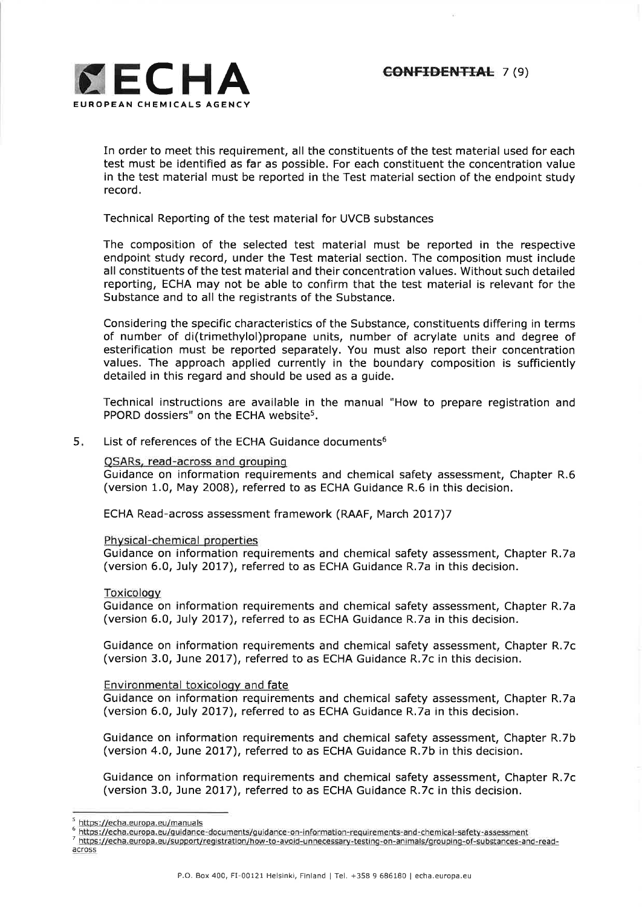In order to meet this requirement, all the constituents of the test material used for each test must be identified as far as possible. For each constituent the concentration value in the test material must be reported in the Test material section of the endpoint study record.

Technical Reporting of the test material for UVCB substances

The composition of the selected test material must be reported in the respective endpoint study record, under the Test material section. The composition must include all constituents of the test material and their concentration values. Without such detailed reporting, ECHA may not be able to confirm that the test material is relevant for the Substance and to all the registrants of the Substance.

Considering the specific characteristics of the Substance, constituents differing in terms of number of di(trimethylol)propane units, number of acrylate units and degree of esterification must be reported separately. You must also report their concentration values. The approach applied currently in the boundary composition is sufficiently detailed in this regard and should be used as a guide.

Technical instructions are available in the manual "How to prepare registration and PPORD dossiers" on the ECHA website[5].

5. List of references of the ECHA Guidance documents[6]

QSARs, read-across and grouping

Guidance on information requirements and chemical safety assessment, Chapter R.6 (version 1.0, May 2008), referred to as ECHA Guidance R.6 in this decision.

ECHA Read-across assessment framework (RAAF, March 2017)7

Physical-chemical properties

Guidance on information requirements and chemical safety assessment, Chapter R.7a (version 6.0, July 2017), referred to as ECHA Guidance R.7a in this decision.

Toxicology

Guidance on information requirements and chemical safety assessment, Chapter R.7a (version 6.0, July 2017), referred to as ECHA Guidance R.7a in this decision.

Guidance on information requirements and chemical safety assessment, Chapter R.7c (version 3.0, June 2017), referred to as ECHA Guidance R.7c in this decision.

Environmental toxicology and fate

Guidance on information requirements and chemical safety assessment, Chapter R.7a (version 6.0, July 2017), referred to as ECHA Guidance R.7a in this decision.

Guidance on information requirements and chemical safety assessment, Chapter R.7b (version 4.0, June 2017), referred to as ECHA Guidance R.7b in this decision.

Guidance on information requirements and chemical safety assessment, Chapter R.7c (version 3.0, June 2017), referred to as ECHA Guidance R.7c in this decision.

---

[5] https://echa.europa.eu/manuals

[6] https://echa.europa.eu/guidance-documents/guidance-on-information-requirements-and-chemical-safety-assessment

[7] https://echa.europa.eu/support/registration/how-to-avoid-unnecessary-testing-on-animals/grouping-of-substances-and-read-across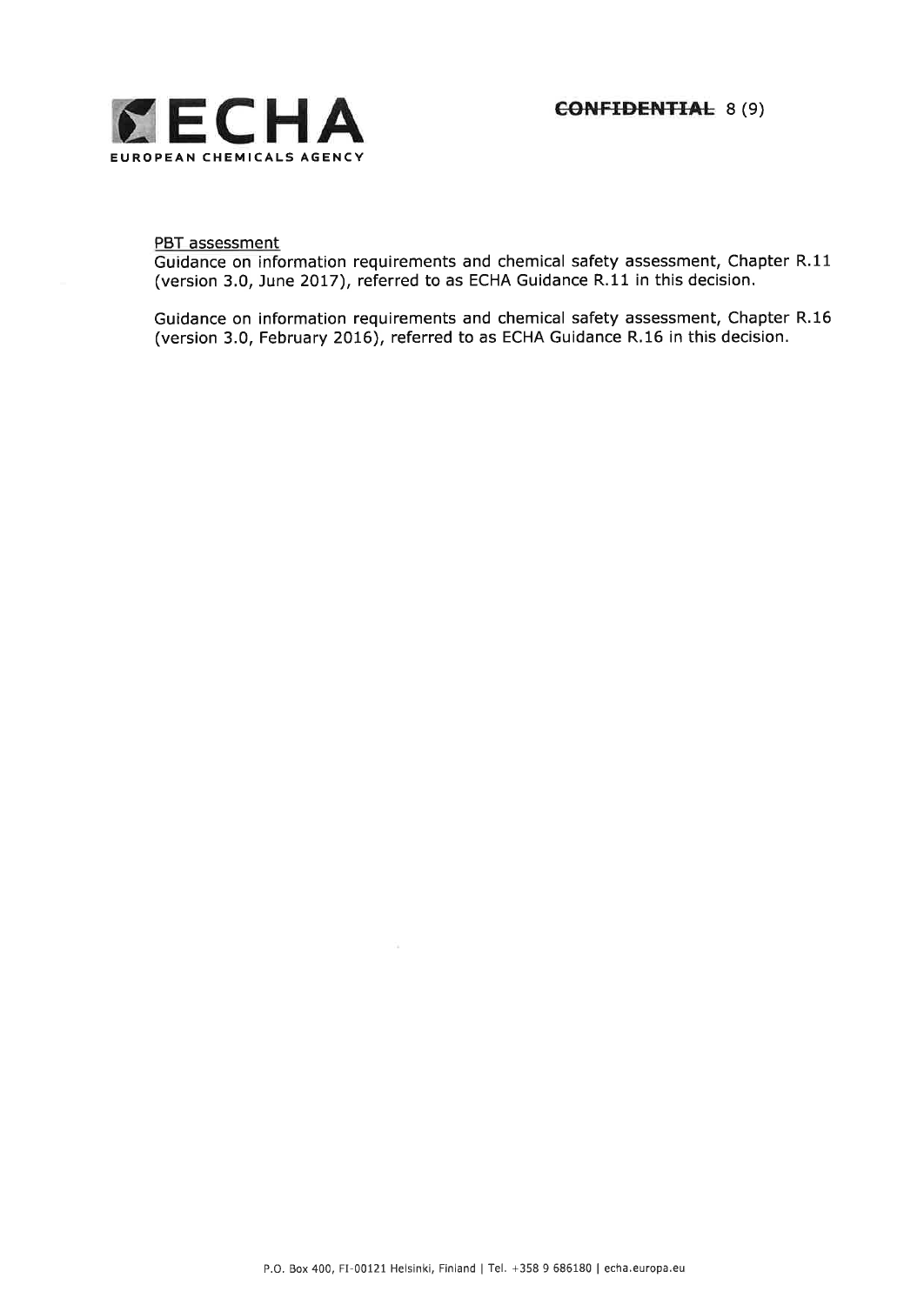<u>PBT assessment</u>

Guidance on information requirements and chemical safety assessment, Chapter R.11 (version 3.0, June 2017), referred to as ECHA Guidance R.11 in this decision.

Guidance on information requirements and chemical safety assessment, Chapter R.16 (version 3.0, February 2016), referred to as ECHA Guidance R.16 in this decision.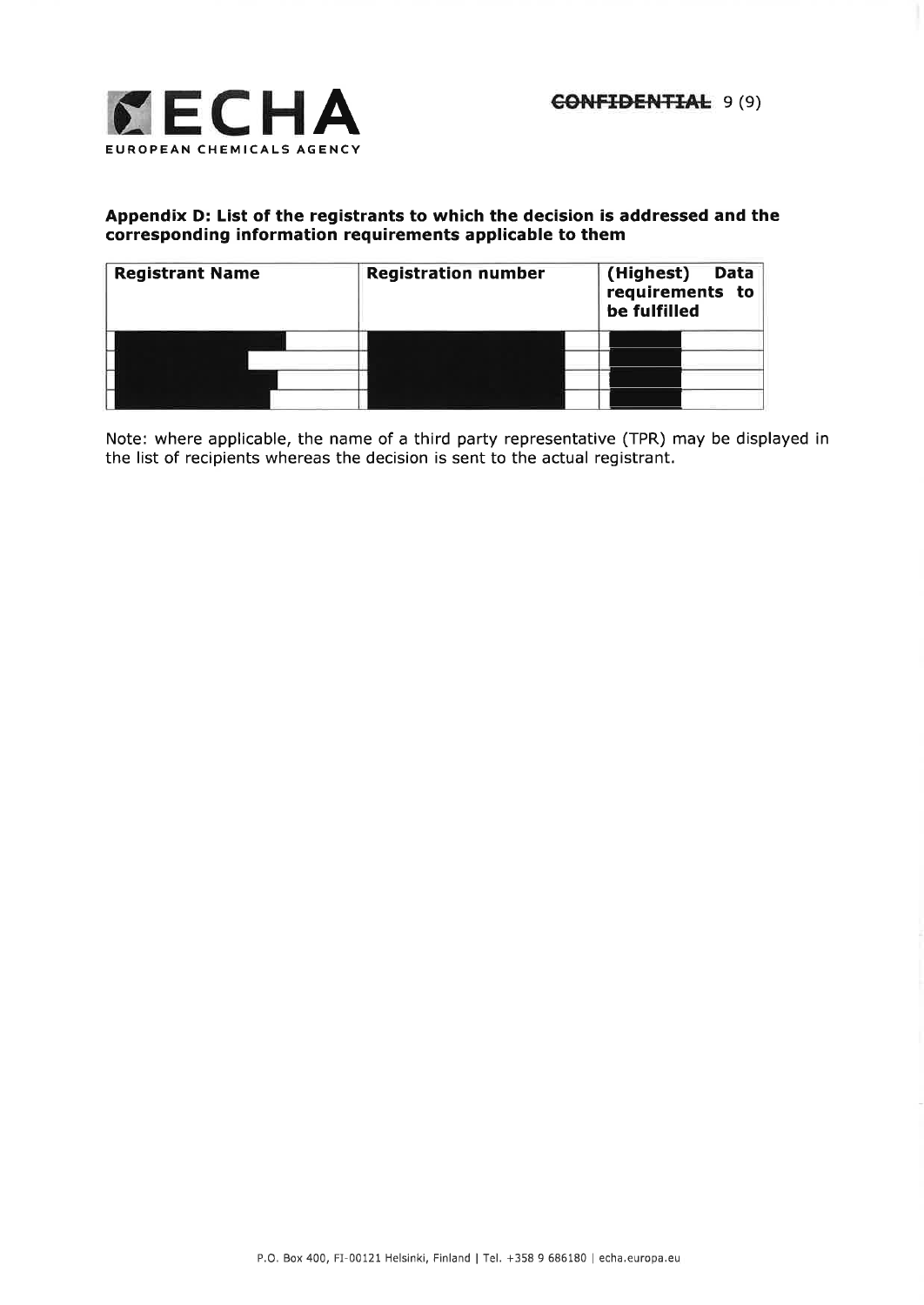## Appendix D: List of the registrants to which the decision is addressed and the corresponding information requirements applicable to them

| Registrant Name | Registration number | (Highest) Data requirements to be fulfilled |
|---|---|---|
| | | |
| | | |
| | | |
| | | |

Note: where applicable, the name of a third party representative (TPR) may be displayed in the list of recipients whereas the decision is sent to the actual registrant.